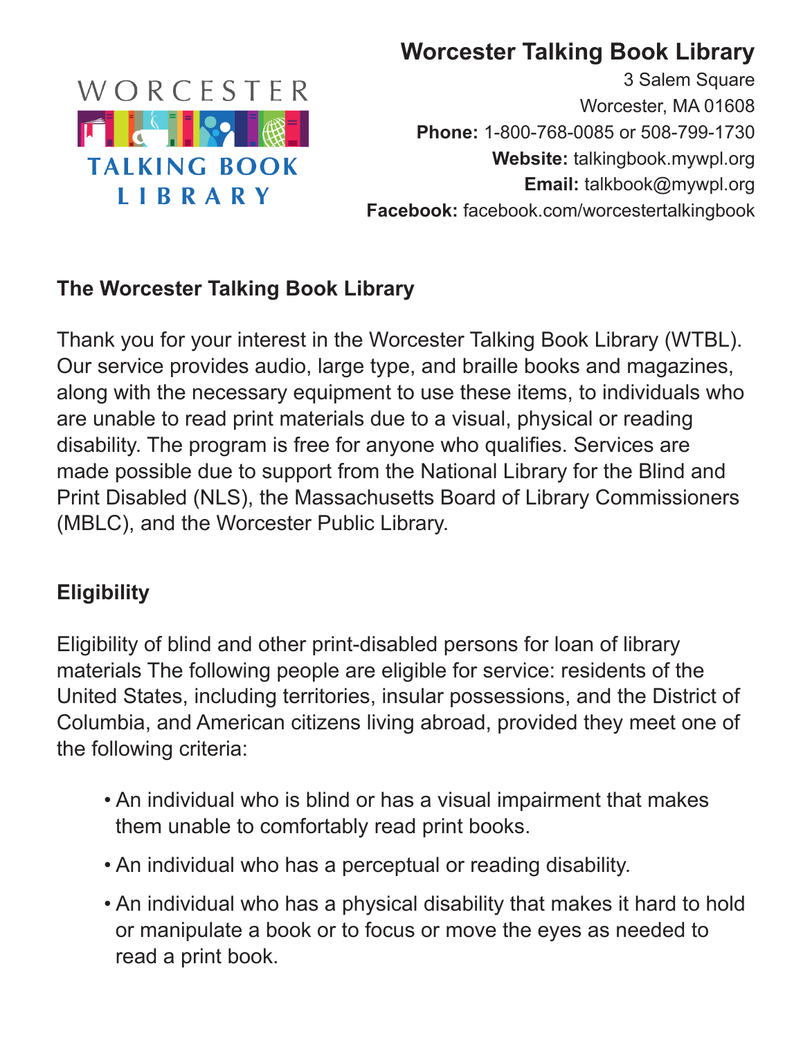# Worcester Talking Book Library

3 Salem Square
Worcester, MA 01608
**Phone:** 1-800-768-0085 or 508-799-1730
**Website:** talkingbook.mywpl.org
**Email:** talkbook@mywpl.org
**Facebook:** facebook.com/worcestertalkingbook

## The Worcester Talking Book Library

Thank you for your interest in the Worcester Talking Book Library (WTBL). Our service provides audio, large type, and braille books and magazines, along with the necessary equipment to use these items, to individuals who are unable to read print materials due to a visual, physical or reading disability. The program is free for anyone who qualifies. Services are made possible due to support from the National Library for the Blind and Print Disabled (NLS), the Massachusetts Board of Library Commissioners (MBLC), and the Worcester Public Library.

## Eligibility

Eligibility of blind and other print-disabled persons for loan of library materials The following people are eligible for service: residents of the United States, including territories, insular possessions, and the District of Columbia, and American citizens living abroad, provided they meet one of the following criteria:

- An individual who is blind or has a visual impairment that makes them unable to comfortably read print books.
- An individual who has a perceptual or reading disability.
- An individual who has a physical disability that makes it hard to hold or manipulate a book or to focus or move the eyes as needed to read a print book.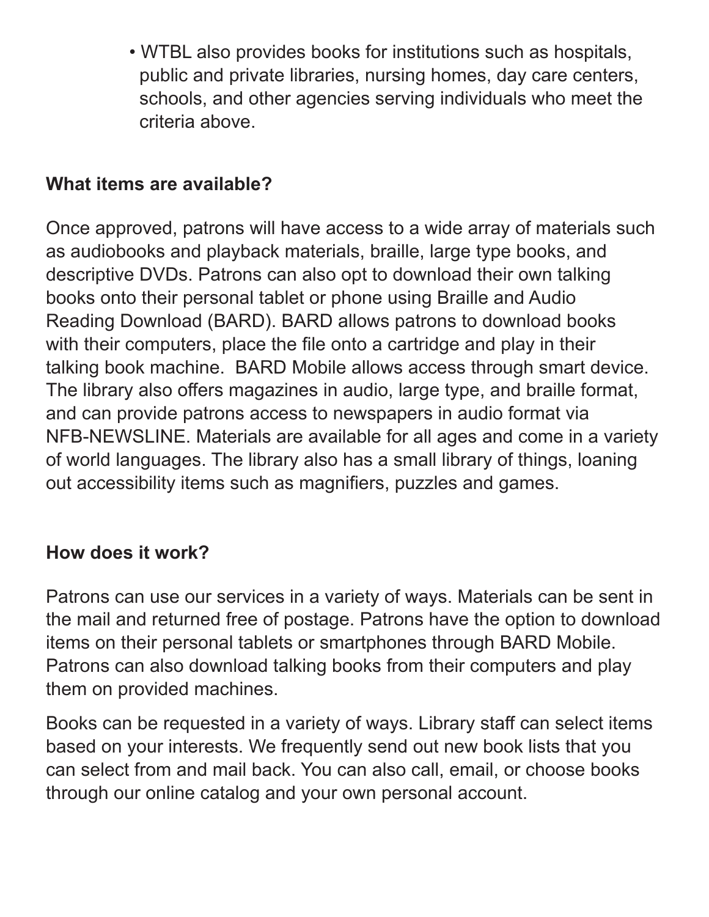- WTBL also provides books for institutions such as hospitals, public and private libraries, nursing homes, day care centers, schools, and other agencies serving individuals who meet the criteria above.

**What items are available?**

Once approved, patrons will have access to a wide array of materials such as audiobooks and playback materials, braille, large type books, and descriptive DVDs. Patrons can also opt to download their own talking books onto their personal tablet or phone using Braille and Audio Reading Download (BARD). BARD allows patrons to download books with their computers, place the file onto a cartridge and play in their talking book machine. BARD Mobile allows access through smart device. The library also offers magazines in audio, large type, and braille format, and can provide patrons access to newspapers in audio format via NFB-NEWSLINE. Materials are available for all ages and come in a variety of world languages. The library also has a small library of things, loaning out accessibility items such as magnifiers, puzzles and games.

**How does it work?**

Patrons can use our services in a variety of ways. Materials can be sent in the mail and returned free of postage. Patrons have the option to download items on their personal tablets or smartphones through BARD Mobile. Patrons can also download talking books from their computers and play them on provided machines.

Books can be requested in a variety of ways. Library staff can select items based on your interests. We frequently send out new book lists that you can select from and mail back. You can also call, email, or choose books through our online catalog and your own personal account.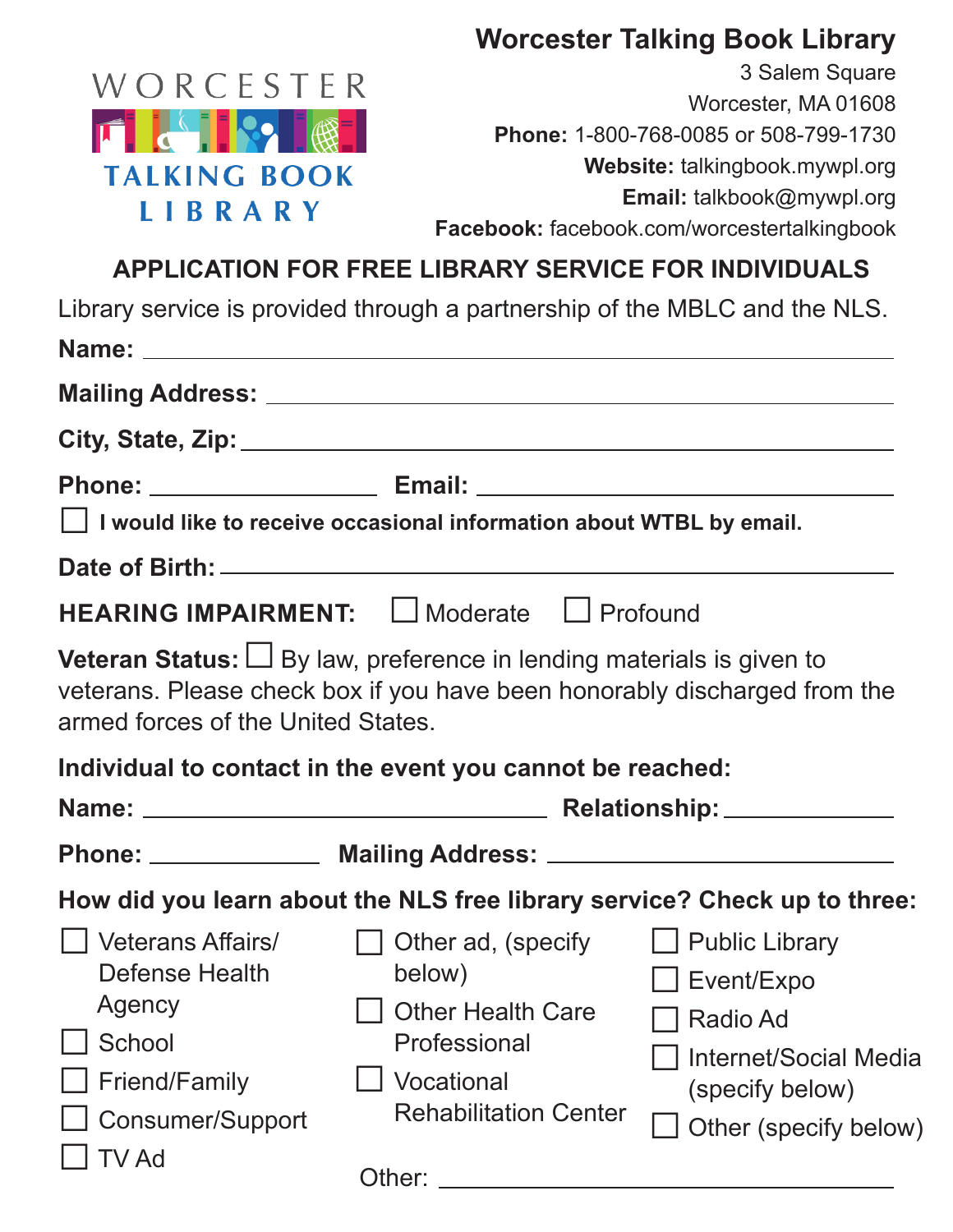WORCESTER
TALKING BOOK
LIBRARY

**Worcester Talking Book Library**
3 Salem Square
Worcester, MA 01608
**Phone:** 1-800-768-0085 or 508-799-1730
**Website:** talkingbook.mywpl.org
**Email:** talkbook@mywpl.org
**Facebook:** facebook.com/worcestertalkingbook

## APPLICATION FOR FREE LIBRARY SERVICE FOR INDIVIDUALS

Library service is provided through a partnership of the MBLC and the NLS.

**Name:** ______________________________

**Mailing Address:** ______________________________

**City, State, Zip:** ______________________________

**Phone:** ______________ **Email:** ______________________

☐ **I would like to receive occasional information about WTBL by email.**

**Date of Birth:** ______________________________

**HEARING IMPAIRMENT:** ☐ Moderate ☐ Profound

**Veteran Status:** ☐ By law, preference in lending materials is given to veterans. Please check box if you have been honorably discharged from the armed forces of the United States.

**Individual to contact in the event you cannot be reached:**

**Name:** ______________________ **Relationship:** ______________

**Phone:** ______________ **Mailing Address:** ______________________

**How did you learn about the NLS free library service? Check up to three:**

- ☐ Veterans Affairs/ Defense Health Agency
- ☐ School
- ☐ Friend/Family
- ☐ Consumer/Support
- ☐ TV Ad
- ☐ Other ad, (specify below)
- ☐ Other Health Care Professional
- ☐ Vocational Rehabilitation Center
- ☐ Public Library
- ☐ Event/Expo
- ☐ Radio Ad
- ☐ Internet/Social Media (specify below)
- ☐ Other (specify below)

Other: ______________________________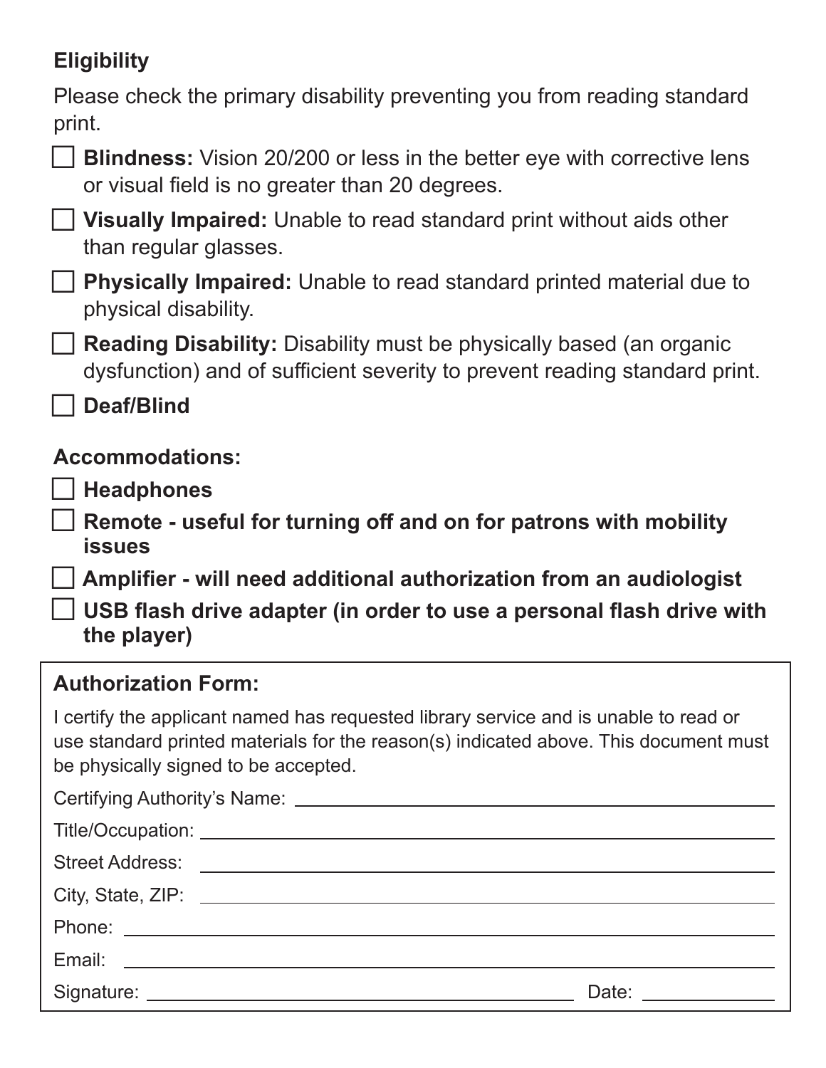## Eligibility

Please check the primary disability preventing you from reading standard print.

- [ ] **Blindness:** Vision 20/200 or less in the better eye with corrective lens or visual field is no greater than 20 degrees.
- [ ] **Visually Impaired:** Unable to read standard print without aids other than regular glasses.
- [ ] **Physically Impaired:** Unable to read standard printed material due to physical disability.
- [ ] **Reading Disability:** Disability must be physically based (an organic dysfunction) and of sufficient severity to prevent reading standard print.
- [ ] **Deaf/Blind**

## Accommodations:

- [ ] **Headphones**
- [ ] **Remote - useful for turning off and on for patrons with mobility issues**
- [ ] **Amplifier - will need additional authorization from an audiologist**
- [ ] **USB flash drive adapter (in order to use a personal flash drive with the player)**

## Authorization Form:

I certify the applicant named has requested library service and is unable to read or use standard printed materials for the reason(s) indicated above. This document must be physically signed to be accepted.

Certifying Authority's Name: ______________________________

Title/Occupation: ______________________________

Street Address: ______________________________

City, State, ZIP: ______________________________

Phone: ______________________________

Email: ______________________________

Signature: ______________________________ Date: ______________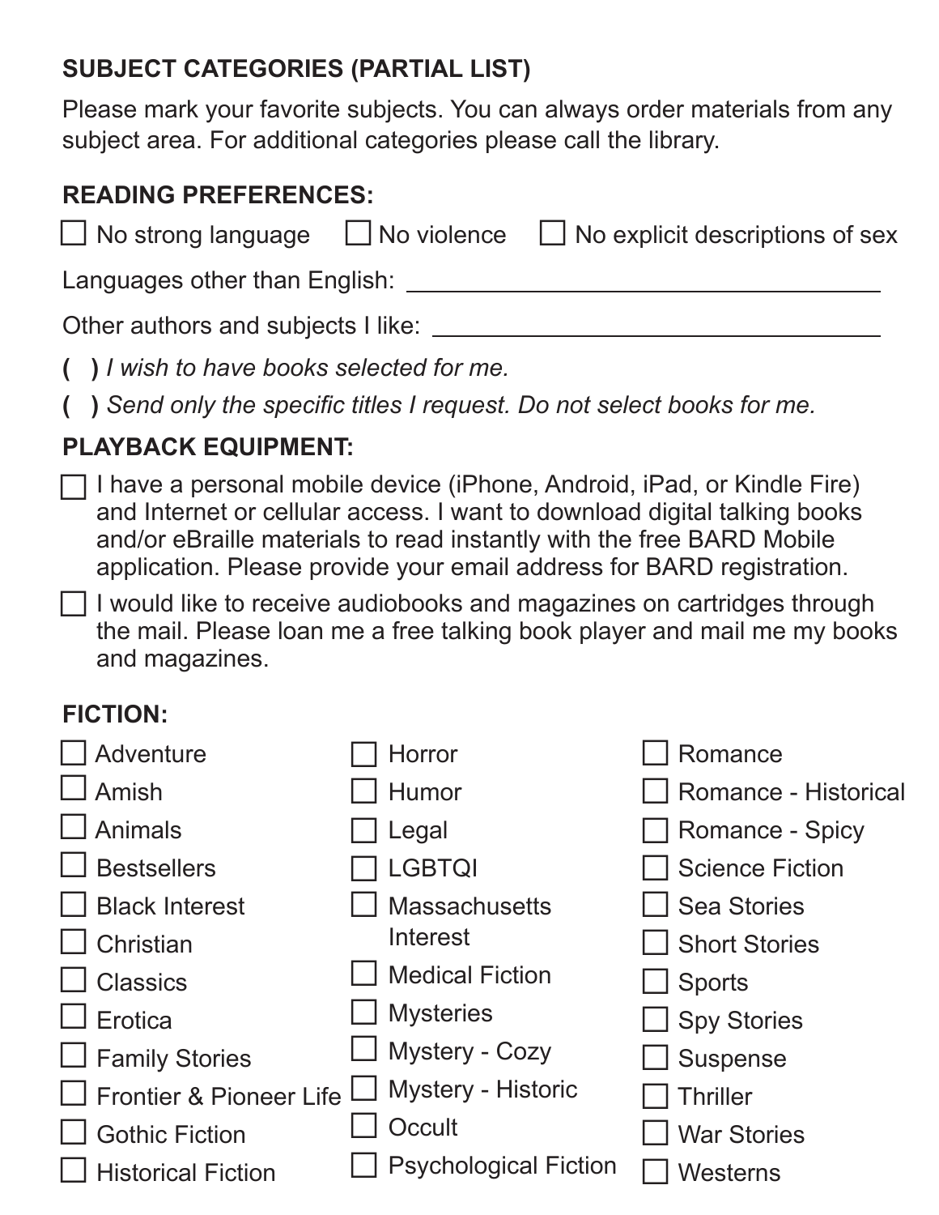## SUBJECT CATEGORIES (PARTIAL LIST)

Please mark your favorite subjects. You can always order materials from any subject area. For additional categories please call the library.

### READING PREFERENCES:

☐ No strong language ☐ No violence ☐ No explicit descriptions of sex

Languages other than English: ______________________________

Other authors and subjects I like: ______________________________

**( )** *I wish to have books selected for me.*

**( )** *Send only the specific titles I request. Do not select books for me.*

### PLAYBACK EQUIPMENT:

☐ I have a personal mobile device (iPhone, Android, iPad, or Kindle Fire) and Internet or cellular access. I want to download digital talking books and/or eBraille materials to read instantly with the free BARD Mobile application. Please provide your email address for BARD registration.

☐ I would like to receive audiobooks and magazines on cartridges through the mail. Please loan me a free talking book player and mail me my books and magazines.

### FICTION:

☐ Adventure
☐ Amish
☐ Animals
☐ Bestsellers
☐ Black Interest
☐ Christian
☐ Classics
☐ Erotica
☐ Family Stories
☐ Frontier & Pioneer Life
☐ Gothic Fiction
☐ Historical Fiction
☐ Horror
☐ Humor
☐ Legal
☐ LGBTQI
☐ Massachusetts Interest
☐ Medical Fiction
☐ Mysteries
☐ Mystery - Cozy
☐ Mystery - Historic
☐ Occult
☐ Psychological Fiction
☐ Romance
☐ Romance - Historical
☐ Romance - Spicy
☐ Science Fiction
☐ Sea Stories
☐ Short Stories
☐ Sports
☐ Spy Stories
☐ Suspense
☐ Thriller
☐ War Stories
☐ Westerns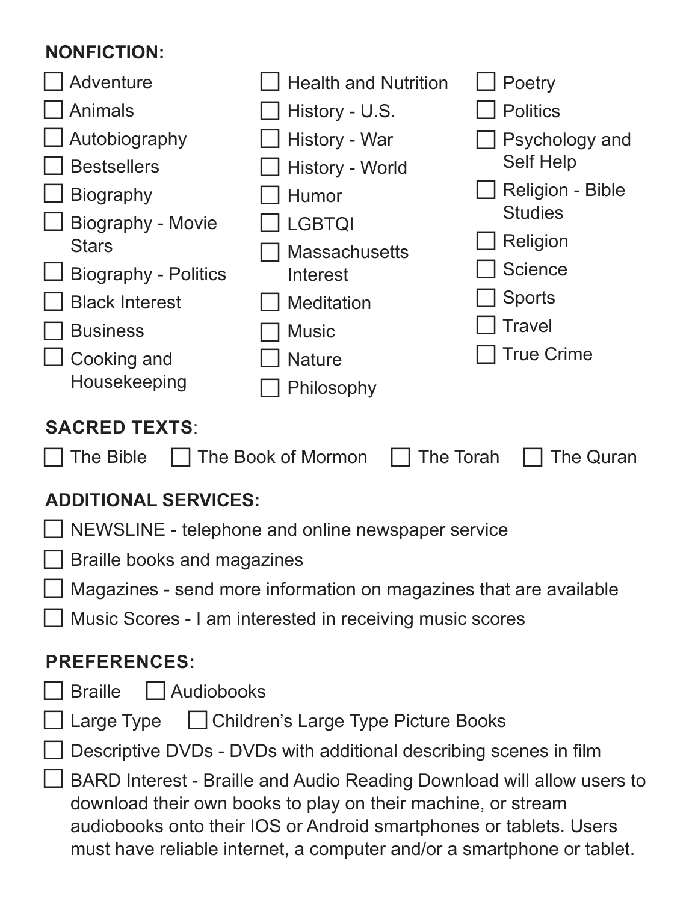**NONFICTION:**

- ☐ Adventure
- ☐ Animals
- ☐ Autobiography
- ☐ Bestsellers
- ☐ Biography
- ☐ Biography - Movie Stars
- ☐ Biography - Politics
- ☐ Black Interest
- ☐ Business
- ☐ Cooking and Housekeeping
- ☐ Health and Nutrition
- ☐ History - U.S.
- ☐ History - War
- ☐ History - World
- ☐ Humor
- ☐ LGBTQI
- ☐ Massachusetts Interest
- ☐ Meditation
- ☐ Music
- ☐ Nature
- ☐ Philosophy
- ☐ Poetry
- ☐ Politics
- ☐ Psychology and Self Help
- ☐ Religion - Bible Studies
- ☐ Religion
- ☐ Science
- ☐ Sports
- ☐ Travel
- ☐ True Crime

**SACRED TEXTS**:

☐ The Bible ☐ The Book of Mormon ☐ The Torah ☐ The Quran

**ADDITIONAL SERVICES:**

- ☐ NEWSLINE - telephone and online newspaper service
- ☐ Braille books and magazines
- ☐ Magazines - send more information on magazines that are available
- ☐ Music Scores - I am interested in receiving music scores

**PREFERENCES:**

- ☐ Braille ☐ Audiobooks
- ☐ Large Type ☐ Children's Large Type Picture Books
- ☐ Descriptive DVDs - DVDs with additional describing scenes in film
- ☐ BARD Interest - Braille and Audio Reading Download will allow users to download their own books to play on their machine, or stream audiobooks onto their IOS or Android smartphones or tablets. Users must have reliable internet, a computer and/or a smartphone or tablet.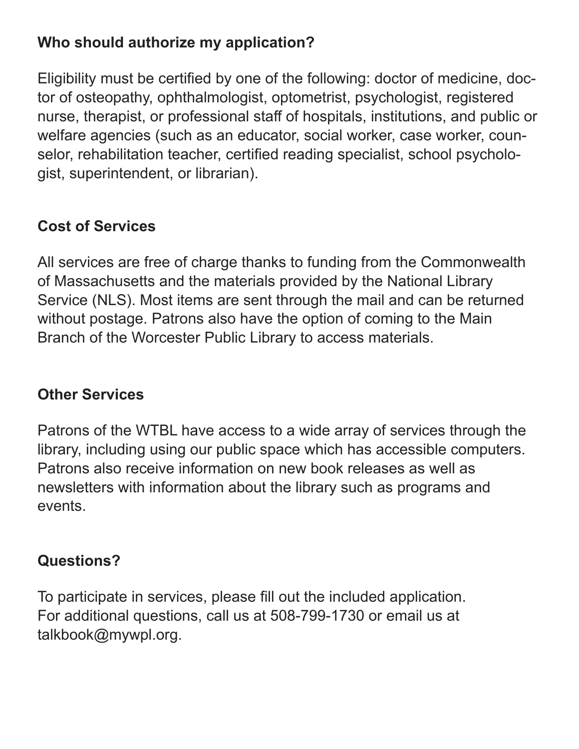## Who should authorize my application?

Eligibility must be certified by one of the following: doctor of medicine, doctor of osteopathy, ophthalmologist, optometrist, psychologist, registered nurse, therapist, or professional staff of hospitals, institutions, and public or welfare agencies (such as an educator, social worker, case worker, counselor, rehabilitation teacher, certified reading specialist, school psychologist, superintendent, or librarian).

## Cost of Services

All services are free of charge thanks to funding from the Commonwealth of Massachusetts and the materials provided by the National Library Service (NLS). Most items are sent through the mail and can be returned without postage. Patrons also have the option of coming to the Main Branch of the Worcester Public Library to access materials.

## Other Services

Patrons of the WTBL have access to a wide array of services through the library, including using our public space which has accessible computers. Patrons also receive information on new book releases as well as newsletters with information about the library such as programs and events.

## Questions?

To participate in services, please fill out the included application.
For additional questions, call us at 508-799-1730 or email us at talkbook@mywpl.org.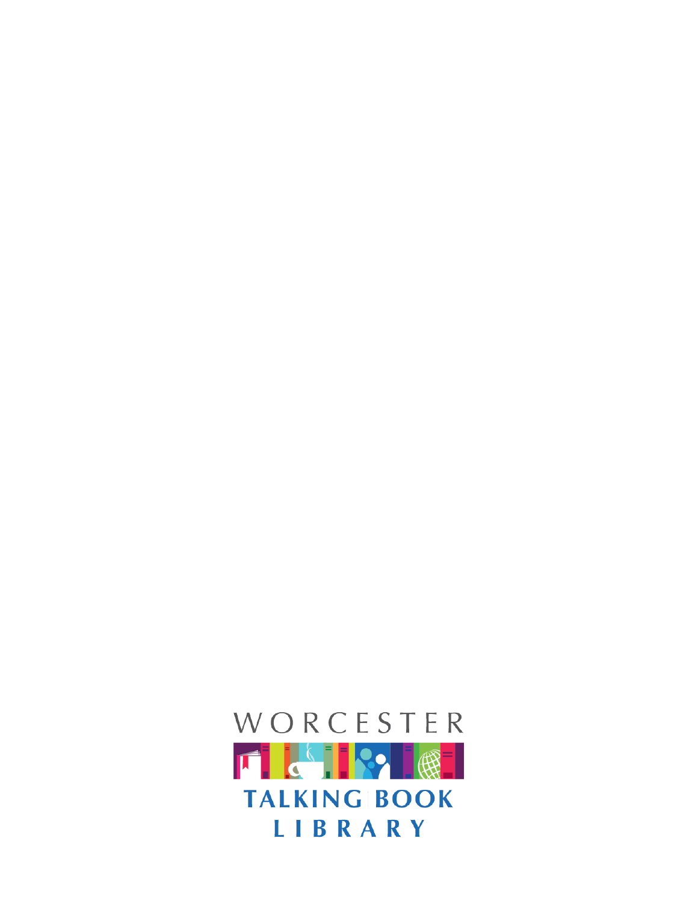WORCESTER

TALKING BOOK LIBRARY